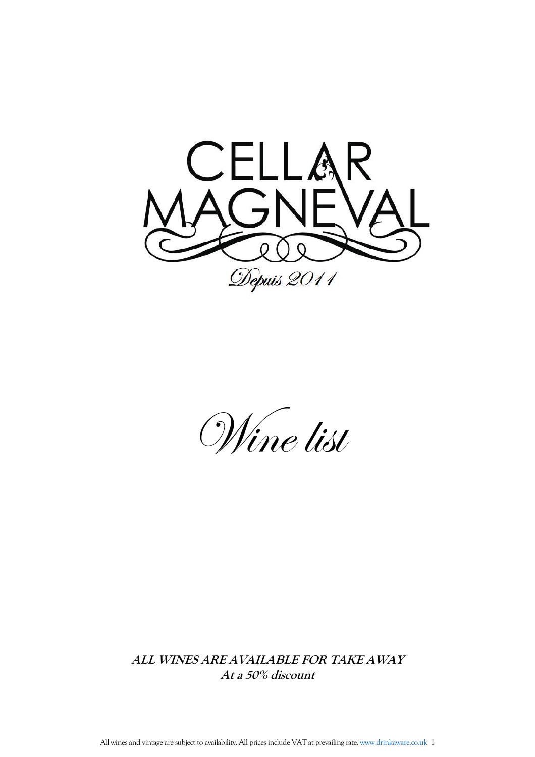# CELLAR MAGNEVAL

*Depuis 2011*

# *Wine list*

***ALL WINES ARE AVAILABLE FOR TAKE AWAY***
***At a 50% discount***

All wines and vintage are subject to availability. All prices include VAT at prevailing rate. www.drinkaware.co.uk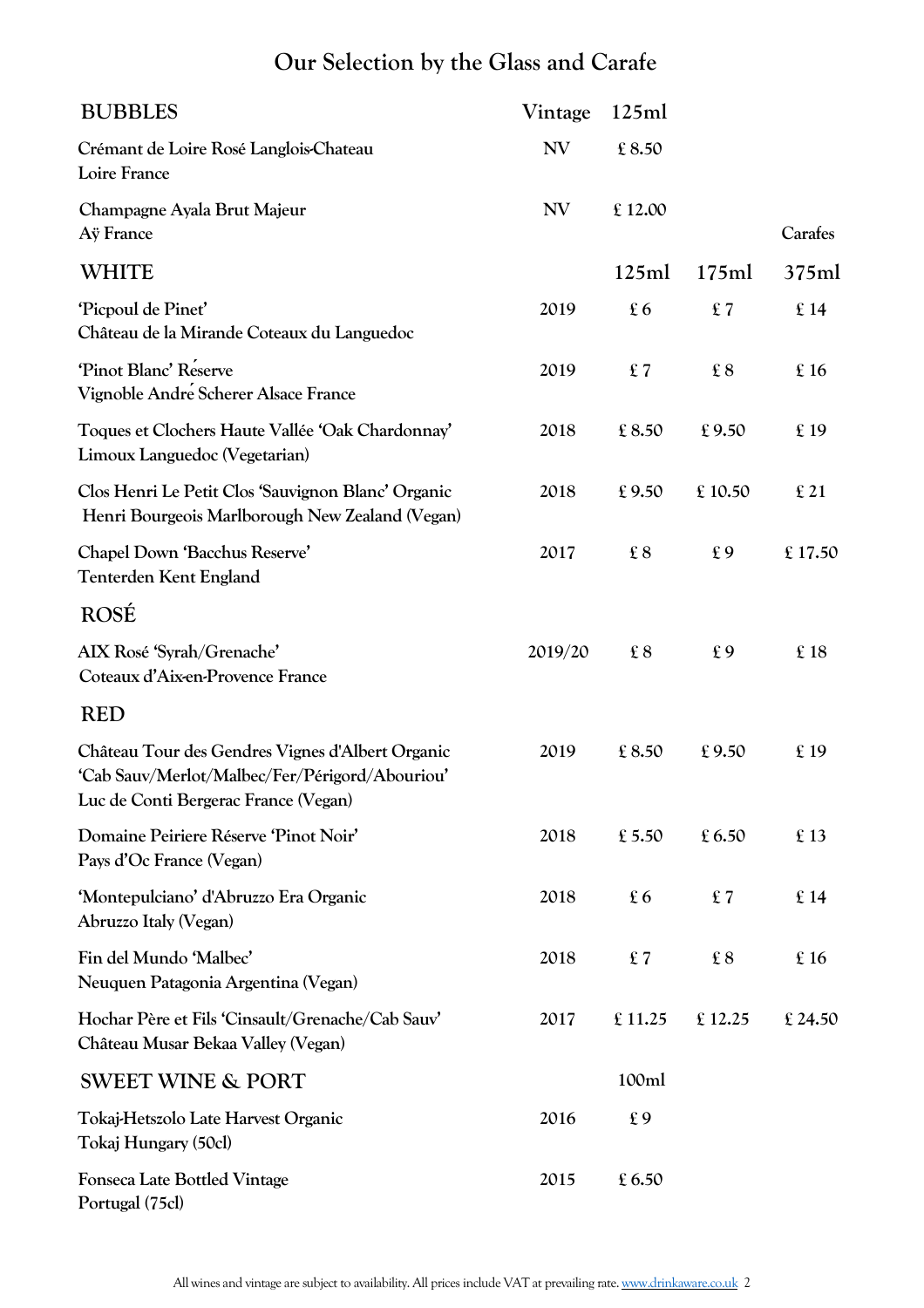# Our Selection by the Glass and Carafe

| BUBBLES | Vintage | 125ml | | |
|---|---|---|---|---|
| Crémant de Loire Rosé Langlois-Chateau<br>Loire France | NV | £ 8.50 | | |
| Champagne Ayala Brut Majeur<br>Aÿ France | NV | £ 12.00 | | |
| | | | | Carafes |
| **WHITE** | | **125ml** | **175ml** | **375ml** |
| 'Picpoul de Pinet'<br>Château de la Mirande Coteaux du Languedoc | 2019 | £ 6 | £ 7 | £ 14 |
| 'Pinot Blanc' Réserve<br>Vignoble André Scherer Alsace France | 2019 | £ 7 | £ 8 | £ 16 |
| Toques et Clochers Haute Vallée 'Oak Chardonnay'<br>Limoux Languedoc (Vegetarian) | 2018 | £ 8.50 | £ 9.50 | £ 19 |
| Clos Henri Le Petit Clos 'Sauvignon Blanc' Organic<br>Henri Bourgeois Marlborough New Zealand (Vegan) | 2018 | £ 9.50 | £ 10.50 | £ 21 |
| Chapel Down 'Bacchus Reserve'<br>Tenterden Kent England | 2017 | £ 8 | £ 9 | £ 17.50 |
| **ROSÉ** | | | | |
| AIX Rosé 'Syrah/Grenache'<br>Coteaux d'Aix-en-Provence France | 2019/20 | £ 8 | £ 9 | £ 18 |
| **RED** | | | | |
| Château Tour des Gendres Vignes d'Albert Organic<br>'Cab Sauv/Merlot/Malbec/Fer/Périgord/Abouriou'<br>Luc de Conti Bergerac France (Vegan) | 2019 | £ 8.50 | £ 9.50 | £ 19 |
| Domaine Peiriere Réserve 'Pinot Noir'<br>Pays d'Oc France (Vegan) | 2018 | £ 5.50 | £ 6.50 | £ 13 |
| 'Montepulciano' d'Abruzzo Era Organic<br>Abruzzo Italy (Vegan) | 2018 | £ 6 | £ 7 | £ 14 |
| Fin del Mundo 'Malbec'<br>Neuquen Patagonia Argentina (Vegan) | 2018 | £ 7 | £ 8 | £ 16 |
| Hochar Père et Fils 'Cinsault/Grenache/Cab Sauv'<br>Château Musar Bekaa Valley (Vegan) | 2017 | £ 11.25 | £ 12.25 | £ 24.50 |
| **SWEET WINE & PORT** | | **100ml** | | |
| Tokaj-Hetszolo Late Harvest Organic<br>Tokaj Hungary (50cl) | 2016 | £ 9 | | |
| Fonseca Late Bottled Vintage<br>Portugal (75cl) | 2015 | £ 6.50 | | |

All wines and vintage are subject to availability. All prices include VAT at prevailing rate. www.drinkaware.co.uk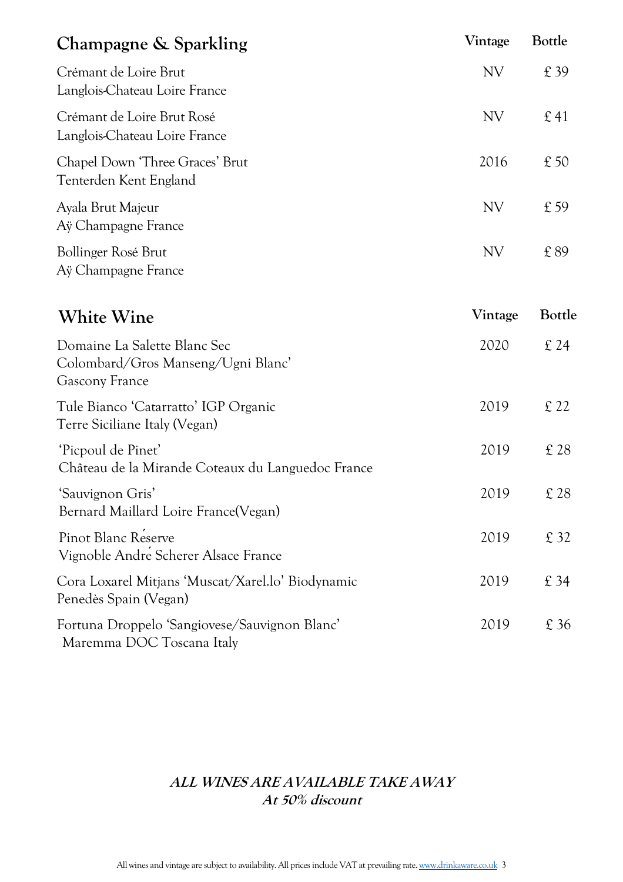## Champagne & Sparkling

| Wine | Vintage | Bottle |
| --- | --- | --- |
| Crémant de Loire Brut<br>Langlois-Chateau Loire France | NV | £ 39 |
| Crémant de Loire Brut Rosé<br>Langlois-Chateau Loire France | NV | £ 41 |
| Chapel Down 'Three Graces' Brut<br>Tenterden Kent England | 2016 | £ 50 |
| Ayala Brut Majeur<br>Aÿ Champagne France | NV | £ 59 |
| Bollinger Rosé Brut<br>Aÿ Champagne France | NV | £ 89 |

## White Wine

| Wine | Vintage | Bottle |
| --- | --- | --- |
| Domaine La Salette Blanc Sec<br>Colombard/Gros Manseng/Ugni Blanc'<br>Gascony France | 2020 | £ 24 |
| Tule Bianco 'Catarratto' IGP Organic<br>Terre Siciliane Italy (Vegan) | 2019 | £ 22 |
| 'Picpoul de Pinet'<br>Château de la Mirande Coteaux du Languedoc France | 2019 | £ 28 |
| 'Sauvignon Gris'<br>Bernard Maillard Loire France(Vegan) | 2019 | £ 28 |
| Pinot Blanc Réserve<br>Vignoble André Scherer Alsace France | 2019 | £ 32 |
| Cora Loxarel Mitjans 'Muscat/Xarel.lo' Biodynamic<br>Penedès Spain (Vegan) | 2019 | £ 34 |
| Fortuna Droppelo 'Sangiovese/Sauvignon Blanc'<br>Maremma DOC Toscana Italy | 2019 | £ 36 |

***ALL WINES ARE AVAILABLE TAKE AWAY***
***At 50% discount***

All wines and vintage are subject to availability. All prices include VAT at prevailing rate. www.drinkaware.co.uk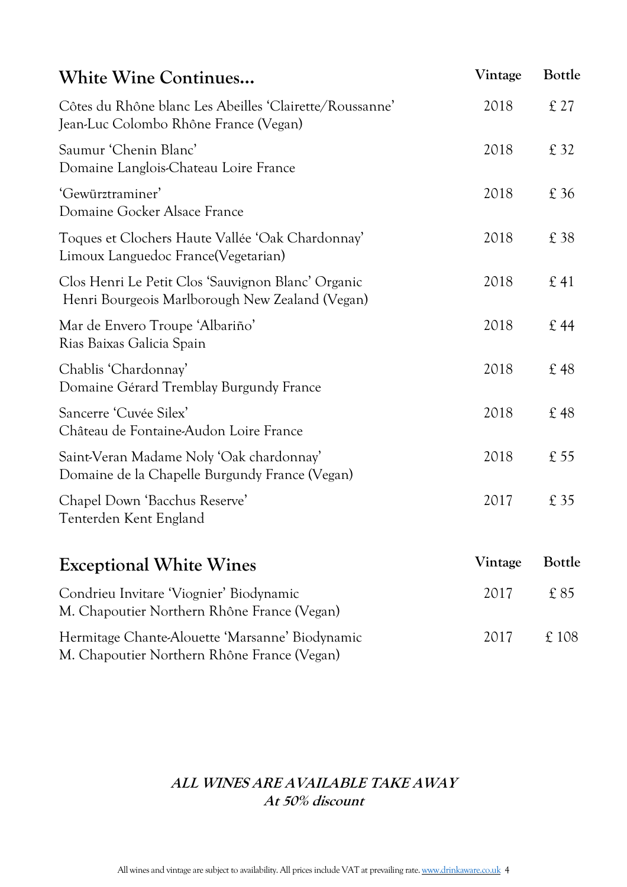## White Wine Continues…

| | Vintage | Bottle |
|---|---|---|
| Côtes du Rhône blanc Les Abeilles 'Clairette/Roussanne'<br>Jean-Luc Colombo Rhône France (Vegan) | 2018 | £ 27 |
| Saumur 'Chenin Blanc'<br>Domaine Langlois-Chateau Loire France | 2018 | £ 32 |
| 'Gewürztraminer'<br>Domaine Gocker Alsace France | 2018 | £ 36 |
| Toques et Clochers Haute Vallée 'Oak Chardonnay'<br>Limoux Languedoc France(Vegetarian) | 2018 | £ 38 |
| Clos Henri Le Petit Clos 'Sauvignon Blanc' Organic<br>Henri Bourgeois Marlborough New Zealand (Vegan) | 2018 | £ 41 |
| Mar de Envero Troupe 'Albariño'<br>Rias Baixas Galicia Spain | 2018 | £ 44 |
| Chablis 'Chardonnay'<br>Domaine Gérard Tremblay Burgundy France | 2018 | £ 48 |
| Sancerre 'Cuvée Silex'<br>Château de Fontaine-Audon Loire France | 2018 | £ 48 |
| Saint-Veran Madame Noly 'Oak chardonnay'<br>Domaine de la Chapelle Burgundy France (Vegan) | 2018 | £ 55 |
| Chapel Down 'Bacchus Reserve'<br>Tenterden Kent England | 2017 | £ 35 |

## Exceptional White Wines

| | Vintage | Bottle |
|---|---|---|
| Condrieu Invitare 'Viognier' Biodynamic<br>M. Chapoutier Northern Rhône France (Vegan) | 2017 | £ 85 |
| Hermitage Chante-Alouette 'Marsanne' Biodynamic<br>M. Chapoutier Northern Rhône France (Vegan) | 2017 | £ 108 |

***ALL WINES ARE AVAILABLE TAKE AWAY***
***At 50% discount***

All wines and vintage are subject to availability. All prices include VAT at prevailing rate. www.drinkaware.co.uk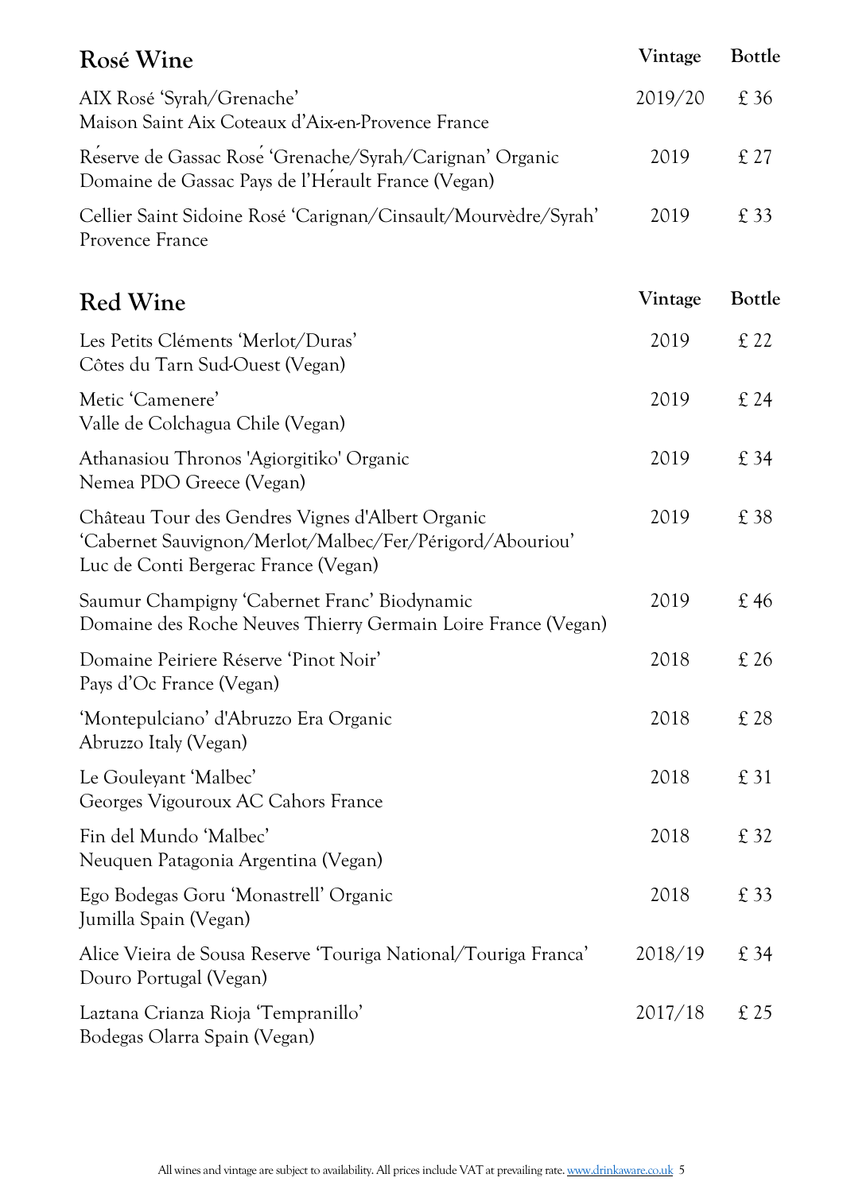## Rosé Wine

| Rosé Wine | Vintage | Bottle |
|---|---|---|
| AIX Rosé 'Syrah/Grenache'<br>Maison Saint Aix Coteaux d'Aix-en-Provence France | 2019/20 | £ 36 |
| Réserve de Gassac Rosé 'Grenache/Syrah/Carignan' Organic<br>Domaine de Gassac Pays de l'Hérault France (Vegan) | 2019 | £ 27 |
| Cellier Saint Sidoine Rosé 'Carignan/Cinsault/Mourvèdre/Syrah'<br>Provence France | 2019 | £ 33 |

## Red Wine

| Red Wine | Vintage | Bottle |
|---|---|---|
| Les Petits Cléments 'Merlot/Duras'<br>Côtes du Tarn Sud-Ouest (Vegan) | 2019 | £ 22 |
| Metic 'Camenere'<br>Valle de Colchagua Chile (Vegan) | 2019 | £ 24 |
| Athanasiou Thronos 'Agiorgitiko' Organic<br>Nemea PDO Greece (Vegan) | 2019 | £ 34 |
| Château Tour des Gendres Vignes d'Albert Organic<br>'Cabernet Sauvignon/Merlot/Malbec/Fer/Périgord/Abouriou'<br>Luc de Conti Bergerac France (Vegan) | 2019 | £ 38 |
| Saumur Champigny 'Cabernet Franc' Biodynamic<br>Domaine des Roche Neuves Thierry Germain Loire France (Vegan) | 2019 | £ 46 |
| Domaine Peiriere Réserve 'Pinot Noir'<br>Pays d'Oc France (Vegan) | 2018 | £ 26 |
| 'Montepulciano' d'Abruzzo Era Organic<br>Abruzzo Italy (Vegan) | 2018 | £ 28 |
| Le Gouleyant 'Malbec'<br>Georges Vigouroux AC Cahors France | 2018 | £ 31 |
| Fin del Mundo 'Malbec'<br>Neuquen Patagonia Argentina (Vegan) | 2018 | £ 32 |
| Ego Bodegas Goru 'Monastrell' Organic<br>Jumilla Spain (Vegan) | 2018 | £ 33 |
| Alice Vieira de Sousa Reserve 'Touriga National/Touriga Franca'<br>Douro Portugal (Vegan) | 2018/19 | £ 34 |
| Laztana Crianza Rioja 'Tempranillo'<br>Bodegas Olarra Spain (Vegan) | 2017/18 | £ 25 |

All wines and vintage are subject to availability. All prices include VAT at prevailing rate. www.drinkaware.co.uk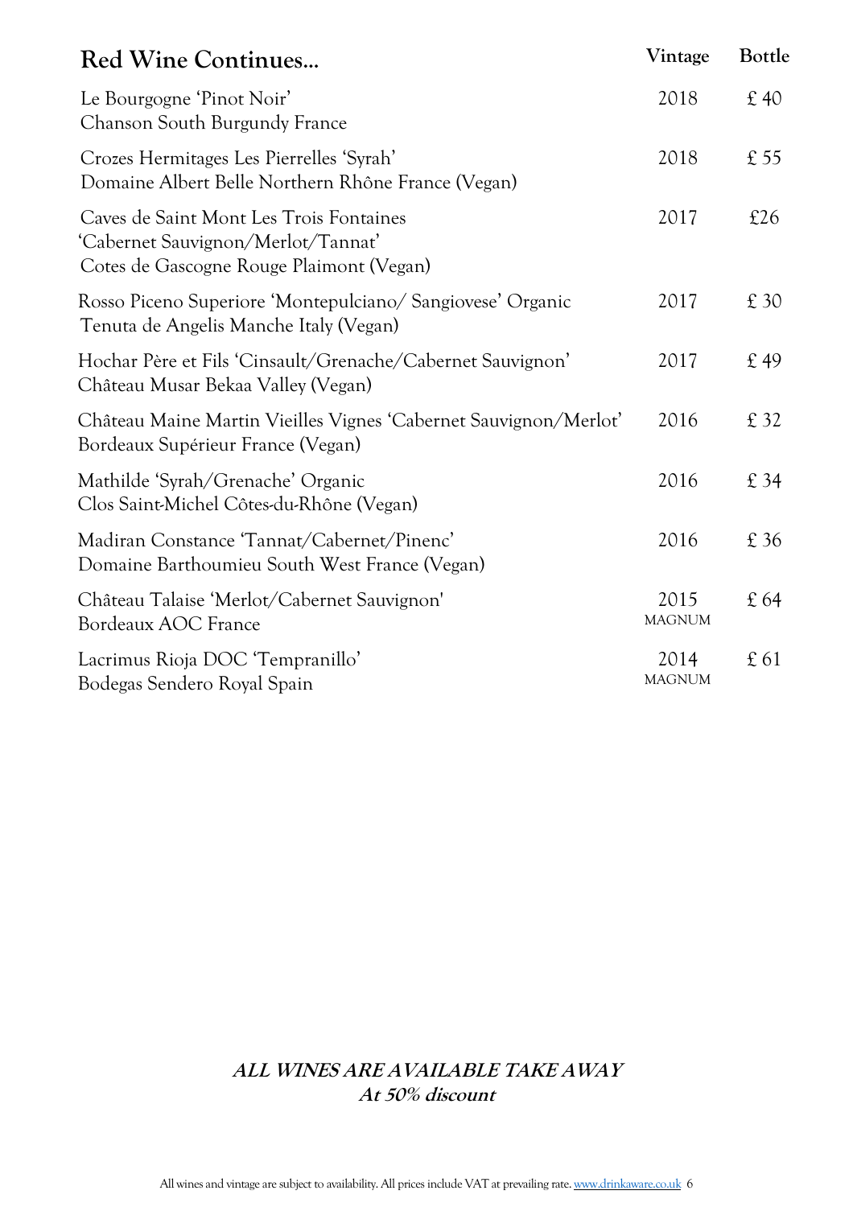| Red Wine Continues… | Vintage | Bottle |
|---|---|---|
| Le Bourgogne 'Pinot Noir'<br>Chanson South Burgundy France | 2018 | £ 40 |
| Crozes Hermitages Les Pierrelles 'Syrah'<br>Domaine Albert Belle Northern Rhône France (Vegan) | 2018 | £ 55 |
| Caves de Saint Mont Les Trois Fontaines<br>'Cabernet Sauvignon/Merlot/Tannat'<br>Cotes de Gascogne Rouge Plaimont (Vegan) | 2017 | £26 |
| Rosso Piceno Superiore 'Montepulciano/ Sangiovese' Organic<br>Tenuta de Angelis Manche Italy (Vegan) | 2017 | £ 30 |
| Hochar Père et Fils 'Cinsault/Grenache/Cabernet Sauvignon'<br>Château Musar Bekaa Valley (Vegan) | 2017 | £ 49 |
| Château Maine Martin Vieilles Vignes 'Cabernet Sauvignon/Merlot'<br>Bordeaux Supérieur France (Vegan) | 2016 | £ 32 |
| Mathilde 'Syrah/Grenache' Organic<br>Clos Saint-Michel Côtes-du-Rhône (Vegan) | 2016 | £ 34 |
| Madiran Constance 'Tannat/Cabernet/Pinenc'<br>Domaine Barthoumieu South West France (Vegan) | 2016 | £ 36 |
| Château Talaise 'Merlot/Cabernet Sauvignon'<br>Bordeaux AOC France | 2015<br>MAGNUM | £ 64 |
| Lacrimus Rioja DOC 'Tempranillo'<br>Bodegas Sendero Royal Spain | 2014<br>MAGNUM | £ 61 |

***ALL WINES ARE AVAILABLE TAKE AWAY***
***At 50% discount***

All wines and vintage are subject to availability. All prices include VAT at prevailing rate. www.drinkaware.co.uk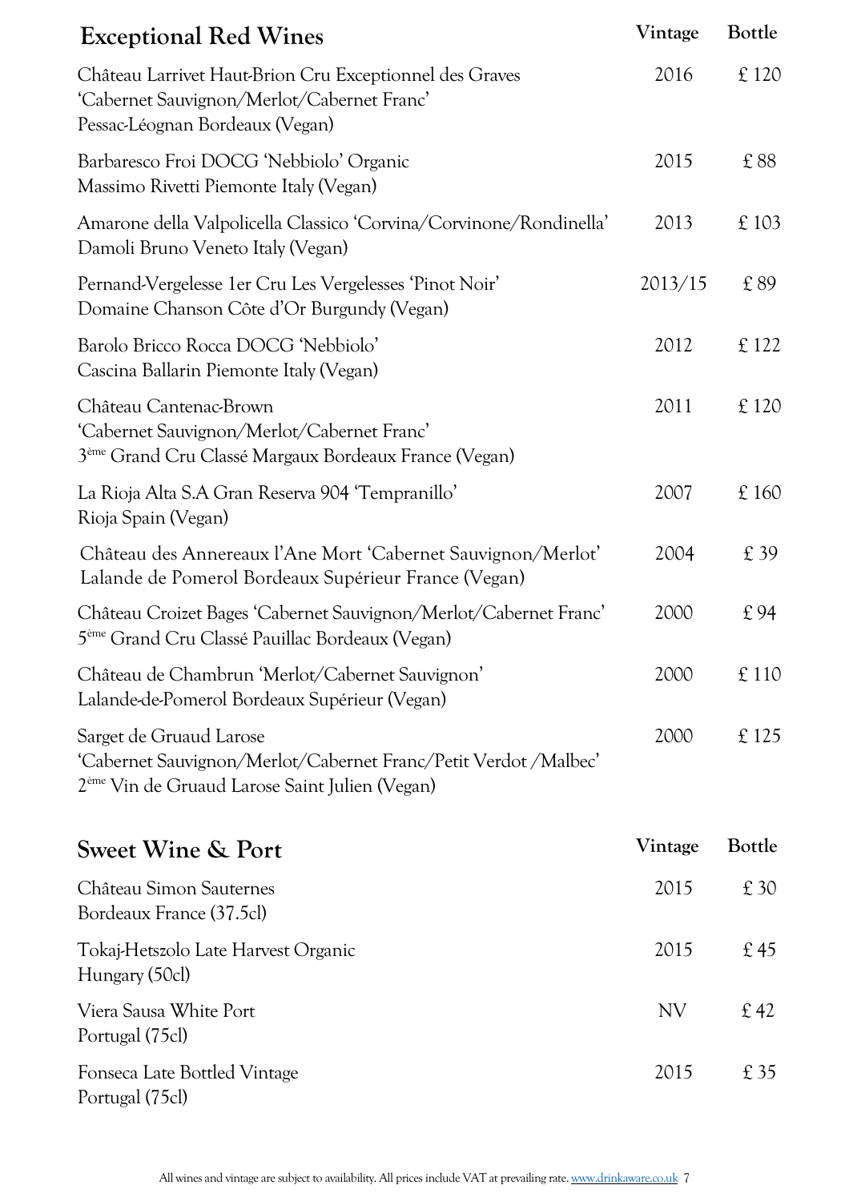## Exceptional Red Wines

| Wine | Vintage | Bottle |
| --- | --- | --- |
| Château Larrivet Haut-Brion Cru Exceptionnel des Graves 'Cabernet Sauvignon/Merlot/Cabernet Franc' Pessac-Léognan Bordeaux (Vegan) | 2016 | £ 120 |
| Barbaresco Froi DOCG 'Nebbiolo' Organic Massimo Rivetti Piemonte Italy (Vegan) | 2015 | £ 88 |
| Amarone della Valpolicella Classico 'Corvina/Corvinone/Rondinella' Damoli Bruno Veneto Italy (Vegan) | 2013 | £ 103 |
| Pernand-Vergelesse 1er Cru Les Vergelesses 'Pinot Noir' Domaine Chanson Côte d'Or Burgundy (Vegan) | 2013/15 | £ 89 |
| Barolo Bricco Rocca DOCG 'Nebbiolo' Cascina Ballarin Piemonte Italy (Vegan) | 2012 | £ 122 |
| Château Cantenac-Brown 'Cabernet Sauvignon/Merlot/Cabernet Franc' 3ème Grand Cru Classé Margaux Bordeaux France (Vegan) | 2011 | £ 120 |
| La Rioja Alta S.A Gran Reserva 904 'Tempranillo' Rioja Spain (Vegan) | 2007 | £ 160 |
| Château des Annereaux l'Ane Mort 'Cabernet Sauvignon/Merlot' Lalande de Pomerol Bordeaux Supérieur France (Vegan) | 2004 | £ 39 |
| Château Croizet Bages 'Cabernet Sauvignon/Merlot/Cabernet Franc' 5ème Grand Cru Classé Pauillac Bordeaux (Vegan) | 2000 | £ 94 |
| Château de Chambrun 'Merlot/Cabernet Sauvignon' Lalande-de-Pomerol Bordeaux Supérieur (Vegan) | 2000 | £ 110 |
| Sarget de Gruaud Larose 'Cabernet Sauvignon/Merlot/Cabernet Franc/Petit Verdot /Malbec' 2ème Vin de Gruaud Larose Saint Julien (Vegan) | 2000 | £ 125 |

## Sweet Wine & Port

| Wine | Vintage | Bottle |
| --- | --- | --- |
| Château Simon Sauternes Bordeaux France (37.5cl) | 2015 | £ 30 |
| Tokaj-Hetszolo Late Harvest Organic Hungary (50cl) | 2015 | £ 45 |
| Viera Sausa White Port Portugal (75cl) | NV | £ 42 |
| Fonseca Late Bottled Vintage Portugal (75cl) | 2015 | £ 35 |

All wines and vintage are subject to availability. All prices include VAT at prevailing rate. www.drinkaware.co.uk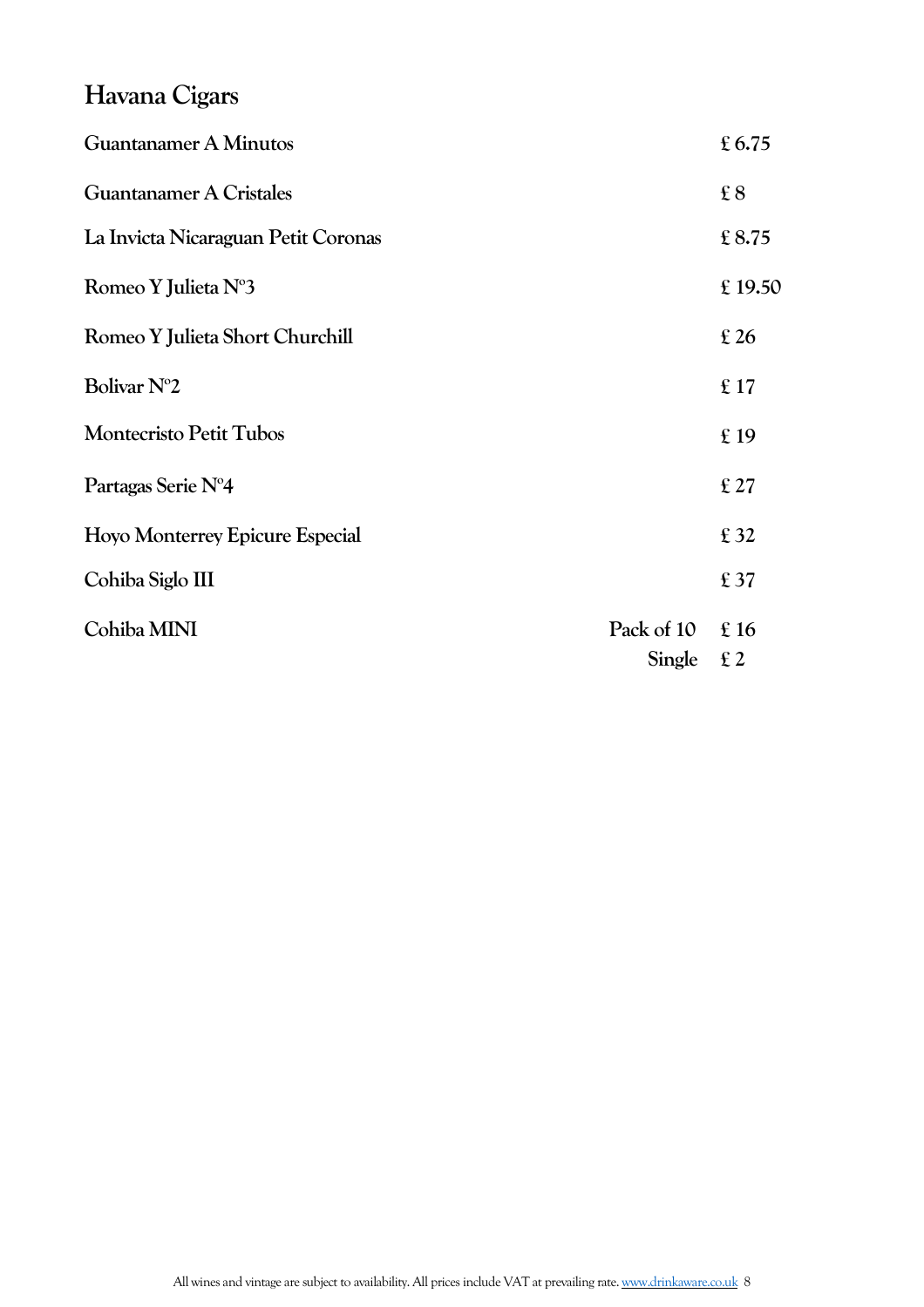## Havana Cigars

| | | |
|---|---|---|
| Guantanamer A Minutos | | £ 6.75 |
| Guantanamer A Cristales | | £ 8 |
| La Invicta Nicaraguan Petit Coronas | | £ 8.75 |
| Romeo Y Julieta Nº3 | | £ 19.50 |
| Romeo Y Julieta Short Churchill | | £ 26 |
| Bolivar Nº2 | | £ 17 |
| Montecristo Petit Tubos | | £ 19 |
| Partagas Serie Nº4 | | £ 27 |
| Hoyo Monterrey Epicure Especial | | £ 32 |
| Cohiba Siglo III | | £ 37 |
| Cohiba MINI | Pack of 10 | £ 16 |
| | Single | £ 2 |

All wines and vintage are subject to availability. All prices include VAT at prevailing rate. www.drinkaware.co.uk